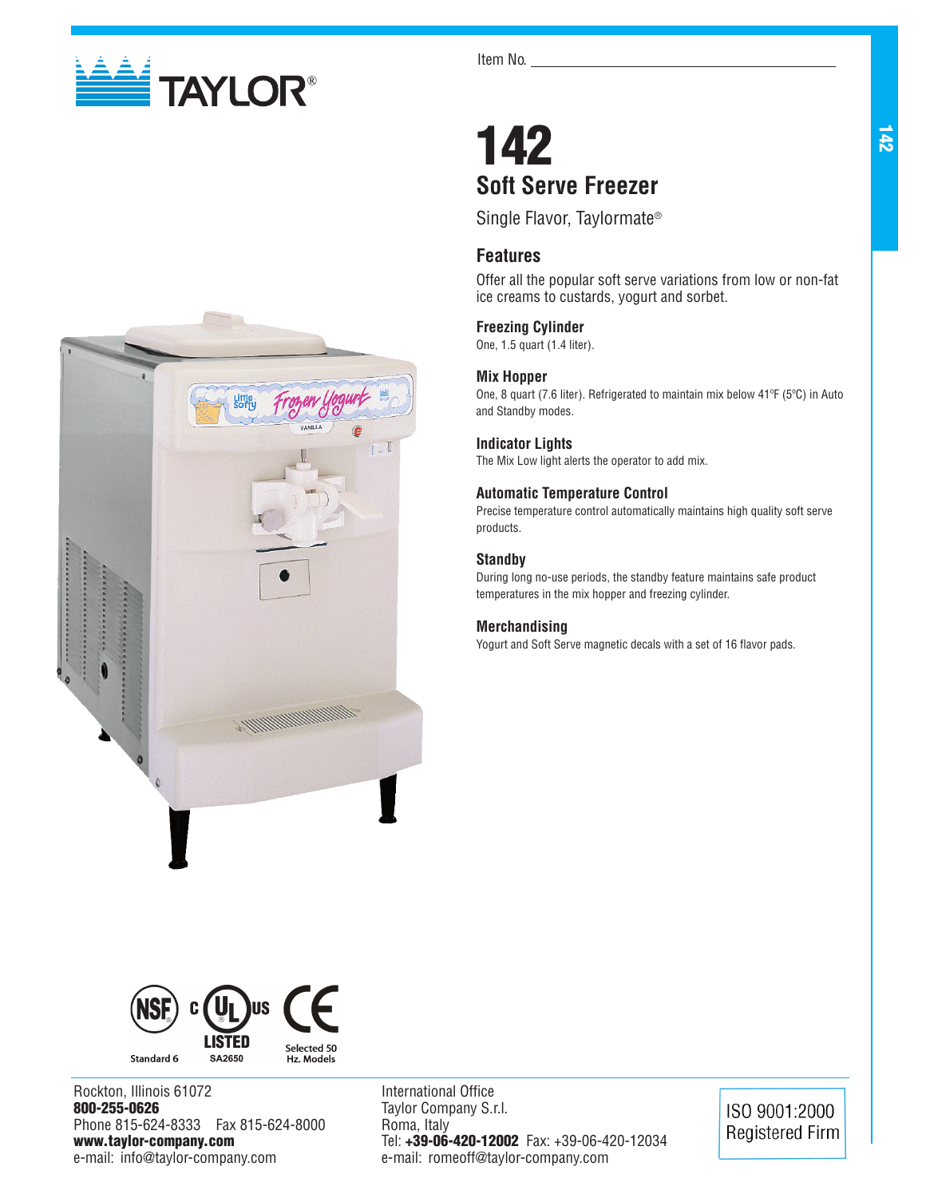TAYLOR®

Item No. ______________________

# 142

## Soft Serve Freezer

Single Flavor, Taylormate®

### Features

Offer all the popular soft serve variations from low or non-fat ice creams to custards, yogurt and sorbet.

#### Freezing Cylinder

One, 1.5 quart (1.4 liter).

#### Mix Hopper

One, 8 quart (7.6 liter). Refrigerated to maintain mix below 41ºF (5ºC) in Auto and Standby modes.

#### Indicator Lights

The Mix Low light alerts the operator to add mix.

#### Automatic Temperature Control

Precise temperature control automatically maintains high quality soft serve products.

#### Standby

During long no-use periods, the standby feature maintains safe product temperatures in the mix hopper and freezing cylinder.

#### Merchandising

Yogurt and Soft Serve magnetic decals with a set of 16 flavor pads.

NSF Standard 6 | c UL us LISTED SA2650 | CE Selected 50 Hz. Models

Rockton, Illinois 61072
**800-255-0626**
Phone 815-624-8333 Fax 815-624-8000
**www.taylor-company.com**
e-mail: info@taylor-company.com

International Office
Taylor Company S.r.l.
Roma, Italy
Tel: **+39-06-420-12002** Fax: +39-06-420-12034
e-mail: romeoff@taylor-company.com

ISO 9001:2000 Registered Firm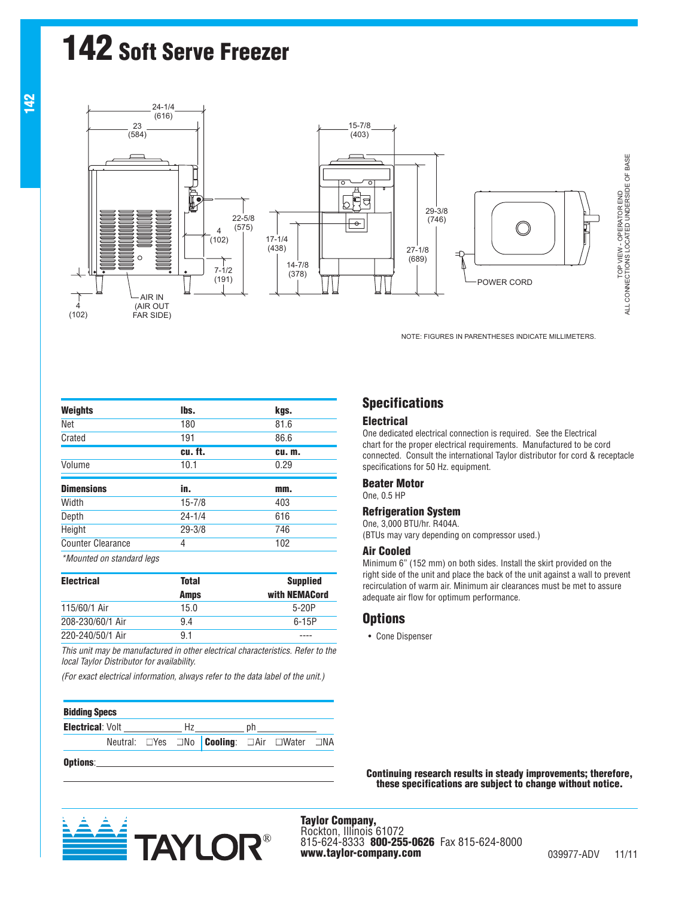// 142 Soft Serve Freezer

24-1/4
(616)
23
(584)
22-5/8
(575)
4
(102)
7-1/2
(191)
4
(102)
AIR IN
(AIR OUT
FAR SIDE)
15-7/8
(403)
17-1/4
(438)
14-7/8
(378)
29-3/8
(746)
27-1/8
(689)
POWER CORD
TOP VIEW - OPERATOR END
ALL CONNECTIONS LOCATED UNDERSIDE OF BASE

NOTE: FIGURES IN PARENTHESES INDICATE MILLIMETERS.

| **Weights** | **lbs.** | **kgs.** |
|---|---|---|
| Net | 180 | 81.6 |
| Crated | 191 | 86.6 |
| | **cu. ft.** | **cu. m.** |
| Volume | 10.1 | 0.29 |

| **Dimensions** | **in.** | **mm.** |
|---|---|---|
| Width | 15-7/8 | 403 |
| Depth | 24-1/4 | 616 |
| Height | 29-3/8 | 746 |
| Counter Clearance | 4 | 102 |

*\*Mounted on standard legs*

| **Electrical** | **Total Amps** | **Supplied with NEMACord** |
|---|---|---|
| 115/60/1 Air | 15.0 | 5-20P |
| 208-230/60/1 Air | 9.4 | 6-15P |
| 220-240/50/1 Air | 9.1 | ---- |

*This unit may be manufactured in other electrical characteristics. Refer to the local Taylor Distributor for availability.*

*(For exact electrical information, always refer to the data label of the unit.)*

**Bidding Specs**

**Electrical**: Volt __________ Hz __________ ph __________

Neutral: ☐Yes ☐No | **Cooling**: ☐Air ☐Water ☐NA

**Options**: ____________________

## Specifications

### Electrical

One dedicated electrical connection is required. See the Electrical chart for the proper electrical requirements. Manufactured to be cord connected. Consult the international Taylor distributor for cord & receptacle specifications for 50 Hz. equipment.

### Beater Motor

One, 0.5 HP

### Refrigeration System

One, 3,000 BTU/hr. R404A.
(BTUs may vary depending on compressor used.)

### Air Cooled

Minimum 6" (152 mm) on both sides. Install the skirt provided on the right side of the unit and place the back of the unit against a wall to prevent recirculation of warm air. Minimum air clearances must be met to assure adequate air flow for optimum performance.

## Options

- Cone Dispenser

**Continuing research results in steady improvements; therefore, these specifications are subject to change without notice.**

TAYLOR®

**Taylor Company,**
Rockton, Illinois 61072
815-624-8333 **800-255-0626** Fax 815-624-8000
**www.taylor-company.com**

039977-ADV 11/11